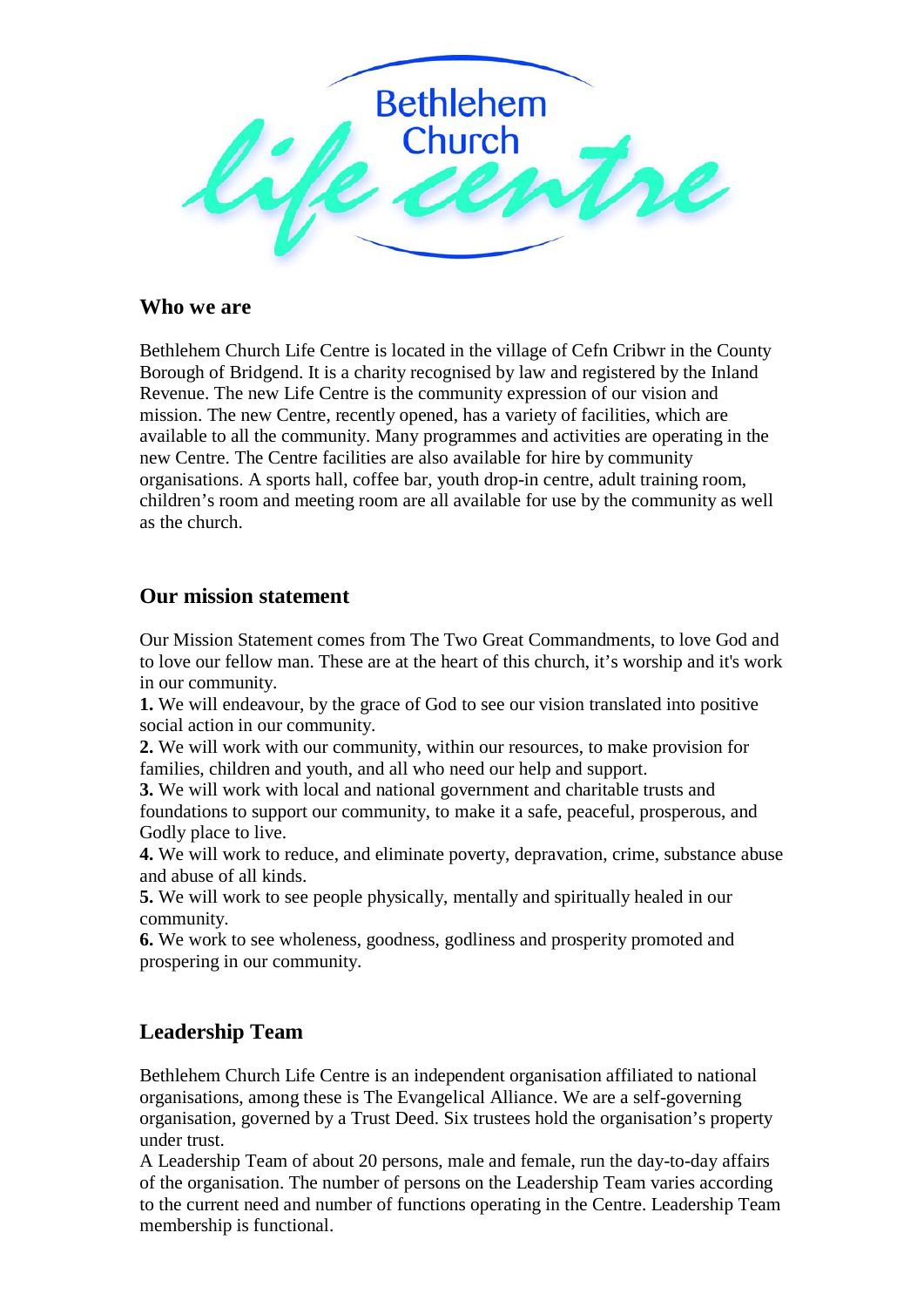Bethlehem Church

life centre

## Who we are

Bethlehem Church Life Centre is located in the village of Cefn Cribwr in the County Borough of Bridgend. It is a charity recognised by law and registered by the Inland Revenue. The new Life Centre is the community expression of our vision and mission. The new Centre, recently opened, has a variety of facilities, which are available to all the community. Many programmes and activities are operating in the new Centre. The Centre facilities are also available for hire by community organisations. A sports hall, coffee bar, youth drop-in centre, adult training room, children's room and meeting room are all available for use by the community as well as the church.

## Our mission statement

Our Mission Statement comes from The Two Great Commandments, to love God and to love our fellow man. These are at the heart of this church, it's worship and it's work in our community.

**1.** We will endeavour, by the grace of God to see our vision translated into positive social action in our community.

**2.** We will work with our community, within our resources, to make provision for families, children and youth, and all who need our help and support.

**3.** We will work with local and national government and charitable trusts and foundations to support our community, to make it a safe, peaceful, prosperous, and Godly place to live.

**4.** We will work to reduce, and eliminate poverty, depravation, crime, substance abuse and abuse of all kinds.

**5.** We will work to see people physically, mentally and spiritually healed in our community.

**6.** We work to see wholeness, goodness, godliness and prosperity promoted and prospering in our community.

## Leadership Team

Bethlehem Church Life Centre is an independent organisation affiliated to national organisations, among these is The Evangelical Alliance. We are a self-governing organisation, governed by a Trust Deed. Six trustees hold the organisation's property under trust.

A Leadership Team of about 20 persons, male and female, run the day-to-day affairs of the organisation. The number of persons on the Leadership Team varies according to the current need and number of functions operating in the Centre. Leadership Team membership is functional.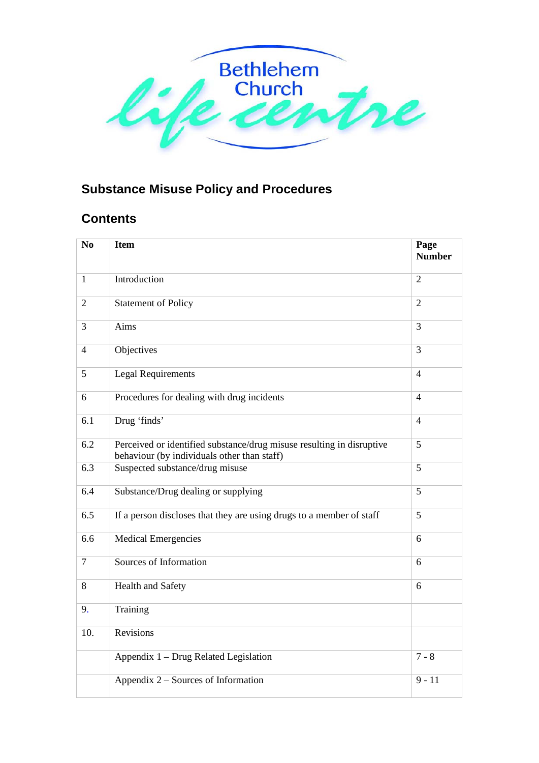Bethlehem Church life centre

## Substance Misuse Policy and Procedures

## Contents

| No | Item | Page Number |
|---|---|---|
| 1 | Introduction | 2 |
| 2 | Statement of Policy | 2 |
| 3 | Aims | 3 |
| 4 | Objectives | 3 |
| 5 | Legal Requirements | 4 |
| 6 | Procedures for dealing with drug incidents | 4 |
| 6.1 | Drug 'finds' | 4 |
| 6.2 | Perceived or identified substance/drug misuse resulting in disruptive behaviour (by individuals other than staff) | 5 |
| 6.3 | Suspected substance/drug misuse | 5 |
| 6.4 | Substance/Drug dealing or supplying | 5 |
| 6.5 | If a person discloses that they are using drugs to a member of staff | 5 |
| 6.6 | Medical Emergencies | 6 |
| 7 | Sources of Information | 6 |
| 8 | Health and Safety | 6 |
| 9. | Training | |
| 10. | Revisions | |
| | Appendix 1 – Drug Related Legislation | 7 - 8 |
| | Appendix 2 – Sources of Information | 9 - 11 |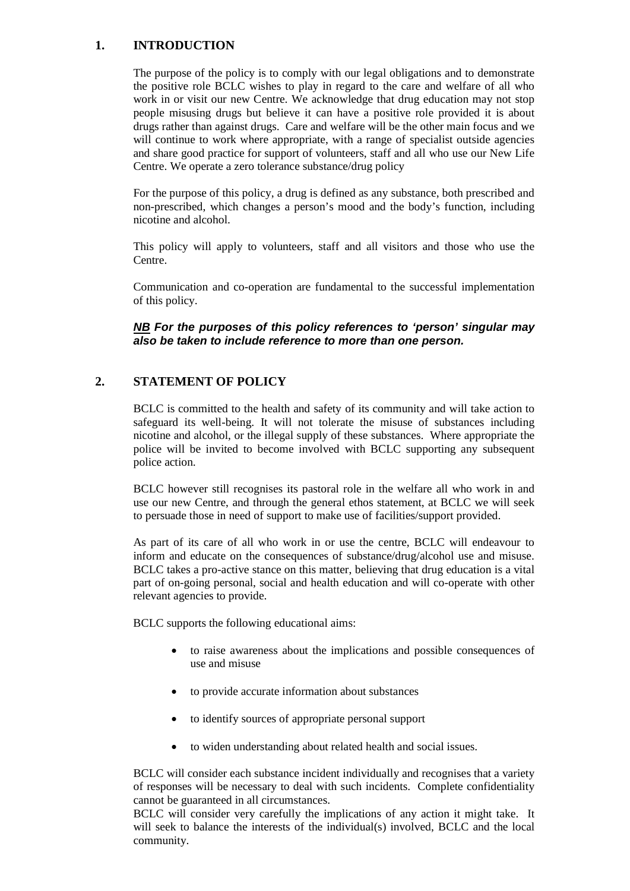## 1. INTRODUCTION

The purpose of the policy is to comply with our legal obligations and to demonstrate the positive role BCLC wishes to play in regard to the care and welfare of all who work in or visit our new Centre. We acknowledge that drug education may not stop people misusing drugs but believe it can have a positive role provided it is about drugs rather than against drugs. Care and welfare will be the other main focus and we will continue to work where appropriate, with a range of specialist outside agencies and share good practice for support of volunteers, staff and all who use our New Life Centre. We operate a zero tolerance substance/drug policy

For the purpose of this policy, a drug is defined as any substance, both prescribed and non-prescribed, which changes a person's mood and the body's function, including nicotine and alcohol.

This policy will apply to volunteers, staff and all visitors and those who use the Centre.

Communication and co-operation are fundamental to the successful implementation of this policy.

***NB** For the purposes of this policy references to 'person' singular may also be taken to include reference to more than one person.*

## 2. STATEMENT OF POLICY

BCLC is committed to the health and safety of its community and will take action to safeguard its well-being. It will not tolerate the misuse of substances including nicotine and alcohol, or the illegal supply of these substances. Where appropriate the police will be invited to become involved with BCLC supporting any subsequent police action.

BCLC however still recognises its pastoral role in the welfare all who work in and use our new Centre, and through the general ethos statement, at BCLC we will seek to persuade those in need of support to make use of facilities/support provided.

As part of its care of all who work in or use the centre, BCLC will endeavour to inform and educate on the consequences of substance/drug/alcohol use and misuse. BCLC takes a pro-active stance on this matter, believing that drug education is a vital part of on-going personal, social and health education and will co-operate with other relevant agencies to provide.

BCLC supports the following educational aims:

- to raise awareness about the implications and possible consequences of use and misuse
- to provide accurate information about substances
- to identify sources of appropriate personal support
- to widen understanding about related health and social issues.

BCLC will consider each substance incident individually and recognises that a variety of responses will be necessary to deal with such incidents. Complete confidentiality cannot be guaranteed in all circumstances.
BCLC will consider very carefully the implications of any action it might take. It will seek to balance the interests of the individual(s) involved, BCLC and the local community.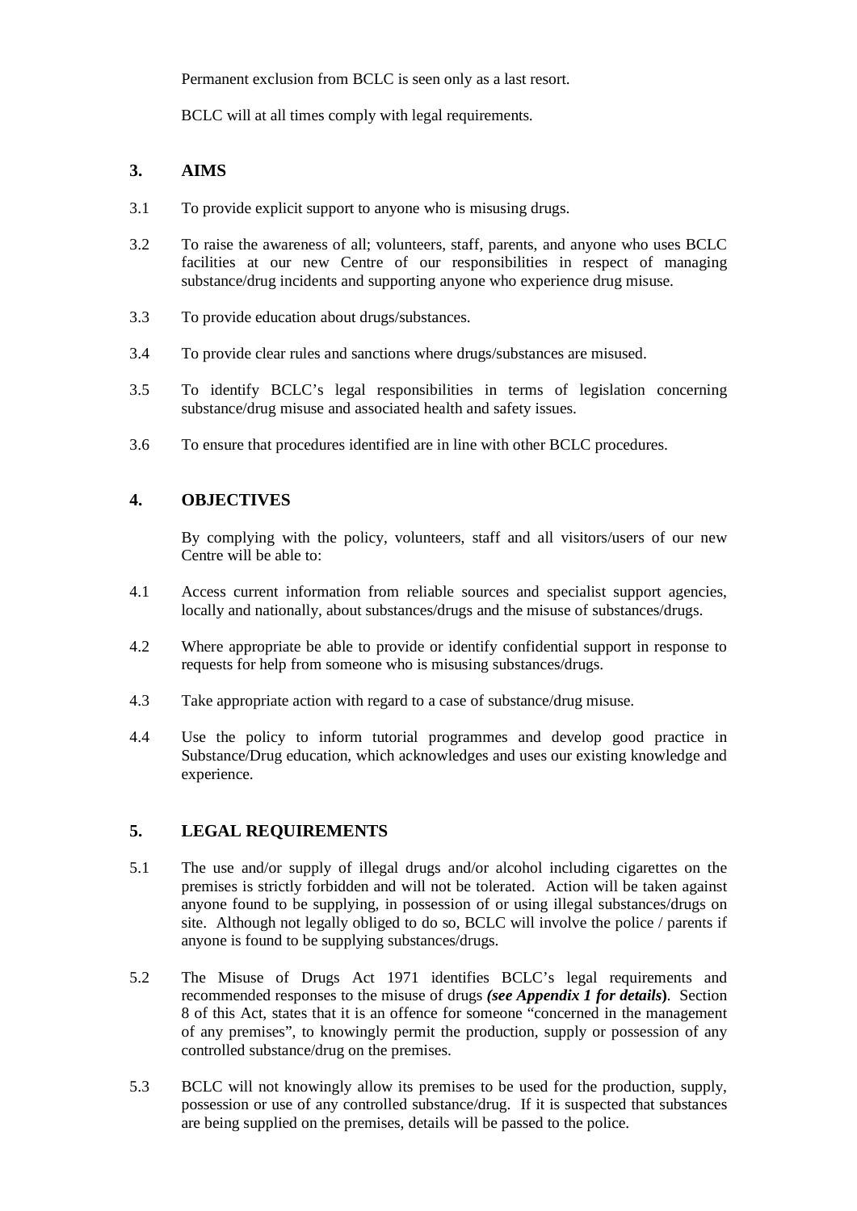Permanent exclusion from BCLC is seen only as a last resort.

BCLC will at all times comply with legal requirements.

## 3. AIMS

3.1 To provide explicit support to anyone who is misusing drugs.

3.2 To raise the awareness of all; volunteers, staff, parents, and anyone who uses BCLC facilities at our new Centre of our responsibilities in respect of managing substance/drug incidents and supporting anyone who experience drug misuse.

3.3 To provide education about drugs/substances.

3.4 To provide clear rules and sanctions where drugs/substances are misused.

3.5 To identify BCLC's legal responsibilities in terms of legislation concerning substance/drug misuse and associated health and safety issues.

3.6 To ensure that procedures identified are in line with other BCLC procedures.

## 4. OBJECTIVES

By complying with the policy, volunteers, staff and all visitors/users of our new Centre will be able to:

4.1 Access current information from reliable sources and specialist support agencies, locally and nationally, about substances/drugs and the misuse of substances/drugs.

4.2 Where appropriate be able to provide or identify confidential support in response to requests for help from someone who is misusing substances/drugs.

4.3 Take appropriate action with regard to a case of substance/drug misuse.

4.4 Use the policy to inform tutorial programmes and develop good practice in Substance/Drug education, which acknowledges and uses our existing knowledge and experience.

## 5. LEGAL REQUIREMENTS

5.1 The use and/or supply of illegal drugs and/or alcohol including cigarettes on the premises is strictly forbidden and will not be tolerated. Action will be taken against anyone found to be supplying, in possession of or using illegal substances/drugs on site. Although not legally obliged to do so, BCLC will involve the police / parents if anyone is found to be supplying substances/drugs.

5.2 The Misuse of Drugs Act 1971 identifies BCLC's legal requirements and recommended responses to the misuse of drugs ***(see Appendix 1 for details)***. Section 8 of this Act, states that it is an offence for someone "concerned in the management of any premises", to knowingly permit the production, supply or possession of any controlled substance/drug on the premises.

5.3 BCLC will not knowingly allow its premises to be used for the production, supply, possession or use of any controlled substance/drug. If it is suspected that substances are being supplied on the premises, details will be passed to the police.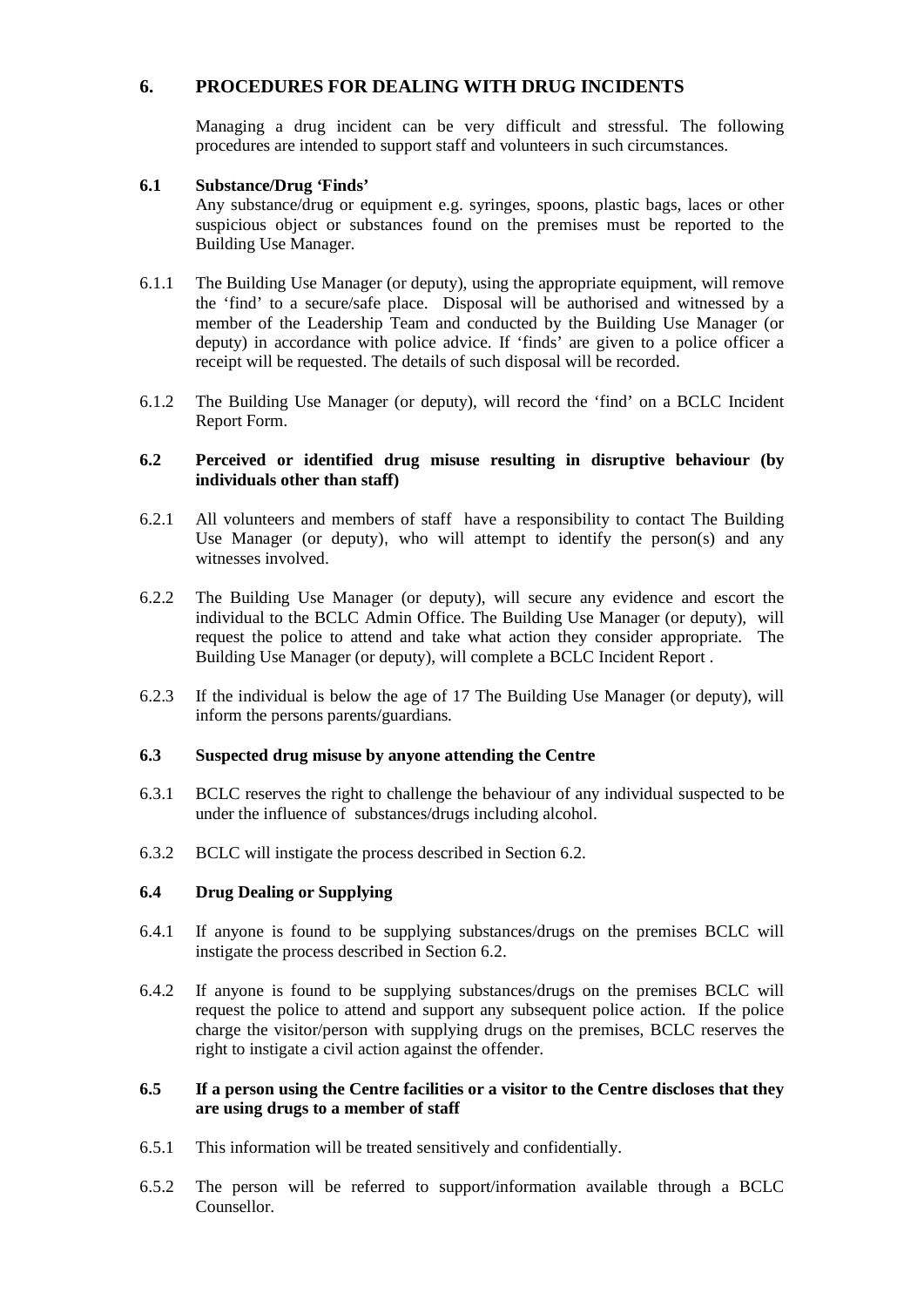## 6. PROCEDURES FOR DEALING WITH DRUG INCIDENTS

Managing a drug incident can be very difficult and stressful. The following procedures are intended to support staff and volunteers in such circumstances.

### 6.1 Substance/Drug 'Finds'

Any substance/drug or equipment e.g. syringes, spoons, plastic bags, laces or other suspicious object or substances found on the premises must be reported to the Building Use Manager.

6.1.1 The Building Use Manager (or deputy), using the appropriate equipment, will remove the 'find' to a secure/safe place. Disposal will be authorised and witnessed by a member of the Leadership Team and conducted by the Building Use Manager (or deputy) in accordance with police advice. If 'finds' are given to a police officer a receipt will be requested. The details of such disposal will be recorded.

6.1.2 The Building Use Manager (or deputy), will record the 'find' on a BCLC Incident Report Form.

### 6.2 Perceived or identified drug misuse resulting in disruptive behaviour (by individuals other than staff)

6.2.1 All volunteers and members of staff have a responsibility to contact The Building Use Manager (or deputy), who will attempt to identify the person(s) and any witnesses involved.

6.2.2 The Building Use Manager (or deputy), will secure any evidence and escort the individual to the BCLC Admin Office. The Building Use Manager (or deputy), will request the police to attend and take what action they consider appropriate. The Building Use Manager (or deputy), will complete a BCLC Incident Report .

6.2.3 If the individual is below the age of 17 The Building Use Manager (or deputy), will inform the persons parents/guardians.

### 6.3 Suspected drug misuse by anyone attending the Centre

6.3.1 BCLC reserves the right to challenge the behaviour of any individual suspected to be under the influence of substances/drugs including alcohol.

6.3.2 BCLC will instigate the process described in Section 6.2.

### 6.4 Drug Dealing or Supplying

6.4.1 If anyone is found to be supplying substances/drugs on the premises BCLC will instigate the process described in Section 6.2.

6.4.2 If anyone is found to be supplying substances/drugs on the premises BCLC will request the police to attend and support any subsequent police action. If the police charge the visitor/person with supplying drugs on the premises, BCLC reserves the right to instigate a civil action against the offender.

### 6.5 If a person using the Centre facilities or a visitor to the Centre discloses that they are using drugs to a member of staff

6.5.1 This information will be treated sensitively and confidentially.

6.5.2 The person will be referred to support/information available through a BCLC Counsellor.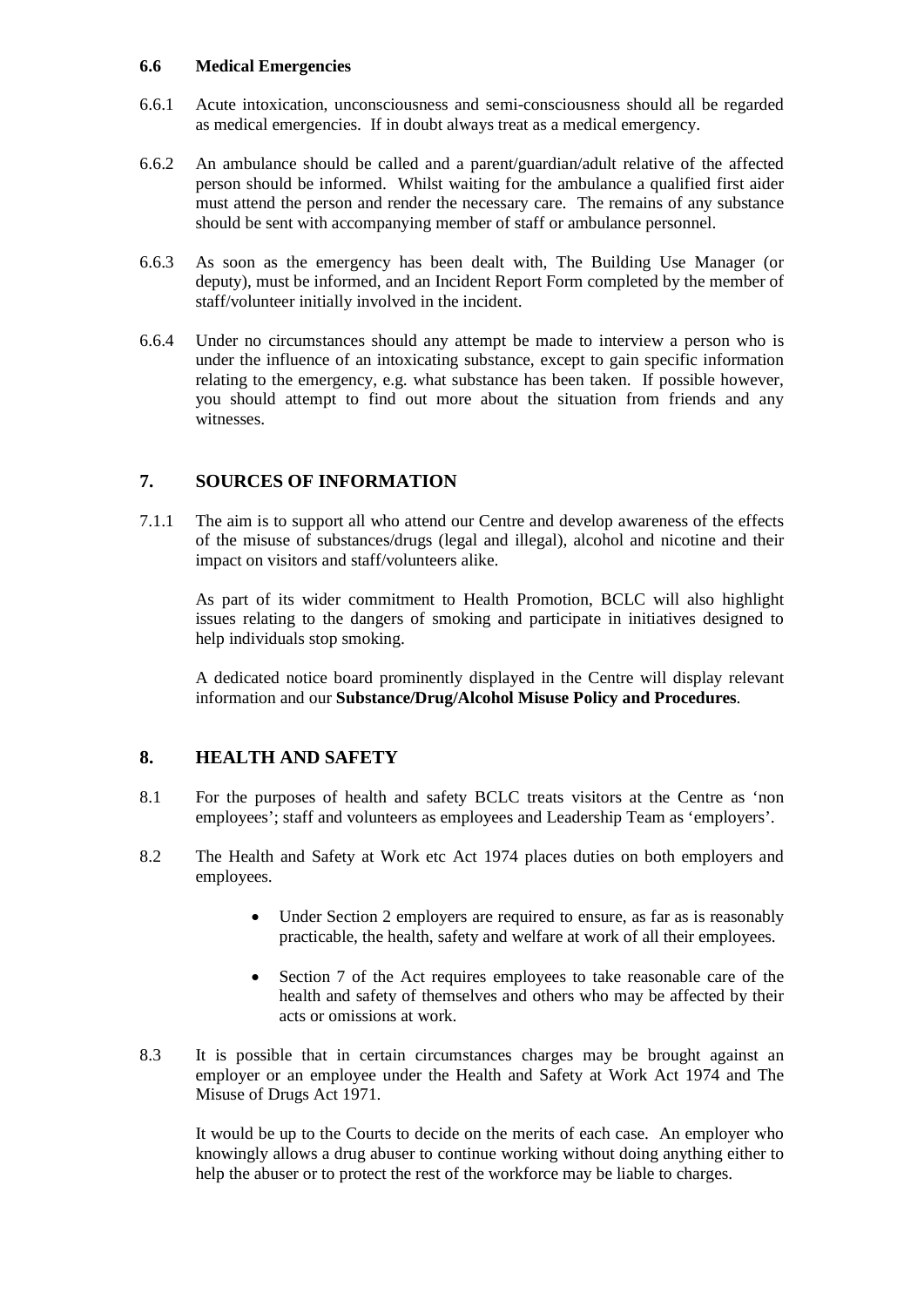### 6.6 Medical Emergencies

6.6.1 Acute intoxication, unconsciousness and semi-consciousness should all be regarded as medical emergencies. If in doubt always treat as a medical emergency.

6.6.2 An ambulance should be called and a parent/guardian/adult relative of the affected person should be informed. Whilst waiting for the ambulance a qualified first aider must attend the person and render the necessary care. The remains of any substance should be sent with accompanying member of staff or ambulance personnel.

6.6.3 As soon as the emergency has been dealt with, The Building Use Manager (or deputy), must be informed, and an Incident Report Form completed by the member of staff/volunteer initially involved in the incident.

6.6.4 Under no circumstances should any attempt be made to interview a person who is under the influence of an intoxicating substance, except to gain specific information relating to the emergency, e.g. what substance has been taken. If possible however, you should attempt to find out more about the situation from friends and any witnesses.

## 7. SOURCES OF INFORMATION

7.1.1 The aim is to support all who attend our Centre and develop awareness of the effects of the misuse of substances/drugs (legal and illegal), alcohol and nicotine and their impact on visitors and staff/volunteers alike.

As part of its wider commitment to Health Promotion, BCLC will also highlight issues relating to the dangers of smoking and participate in initiatives designed to help individuals stop smoking.

A dedicated notice board prominently displayed in the Centre will display relevant information and our **Substance/Drug/Alcohol Misuse Policy and Procedures**.

## 8. HEALTH AND SAFETY

8.1 For the purposes of health and safety BCLC treats visitors at the Centre as 'non employees'; staff and volunteers as employees and Leadership Team as 'employers'.

8.2 The Health and Safety at Work etc Act 1974 places duties on both employers and employees.

- Under Section 2 employers are required to ensure, as far as is reasonably practicable, the health, safety and welfare at work of all their employees.
- Section 7 of the Act requires employees to take reasonable care of the health and safety of themselves and others who may be affected by their acts or omissions at work.

8.3 It is possible that in certain circumstances charges may be brought against an employer or an employee under the Health and Safety at Work Act 1974 and The Misuse of Drugs Act 1971.

It would be up to the Courts to decide on the merits of each case. An employer who knowingly allows a drug abuser to continue working without doing anything either to help the abuser or to protect the rest of the workforce may be liable to charges.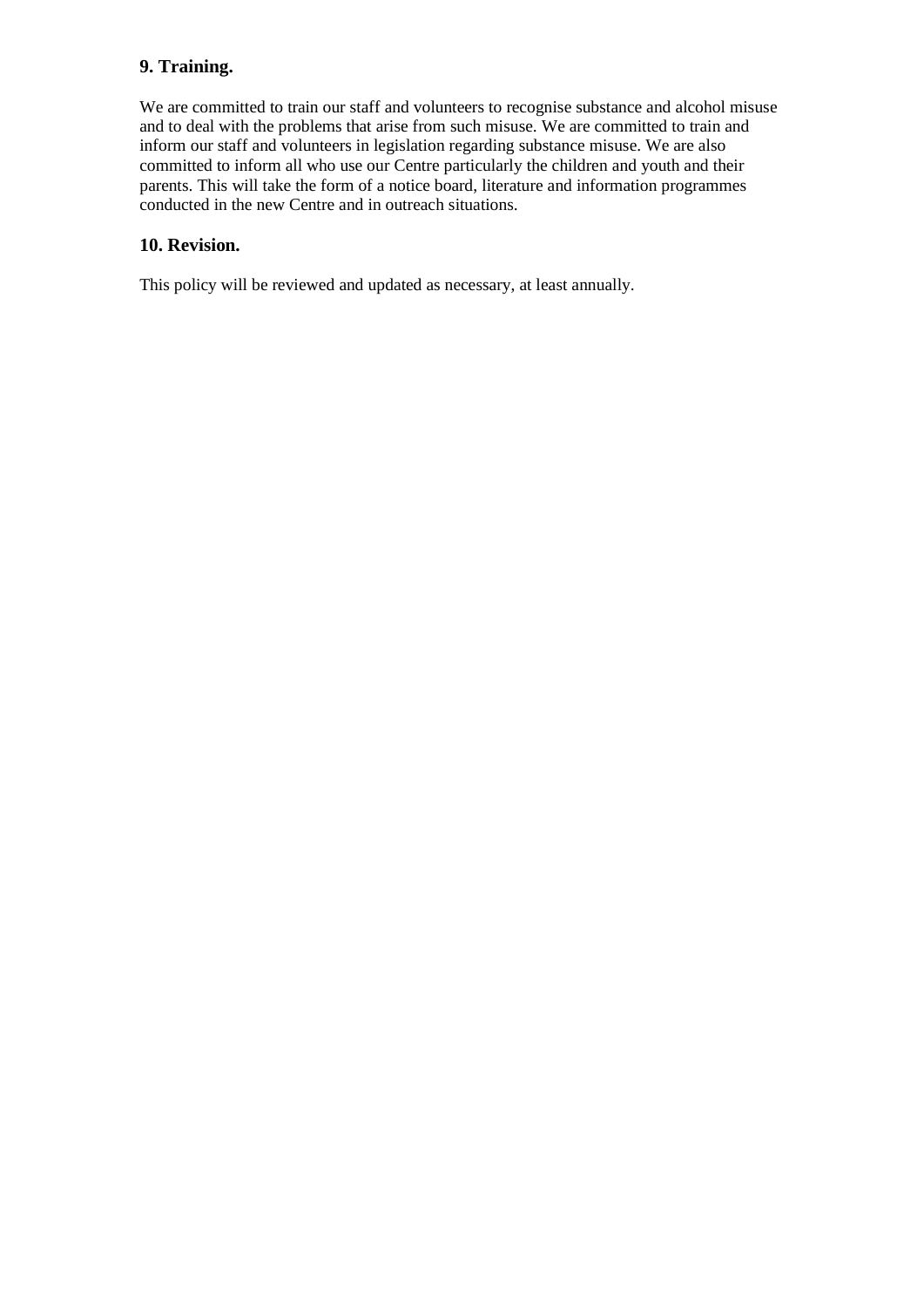## 9. Training.

We are committed to train our staff and volunteers to recognise substance and alcohol misuse and to deal with the problems that arise from such misuse. We are committed to train and inform our staff and volunteers in legislation regarding substance misuse. We are also committed to inform all who use our Centre particularly the children and youth and their parents. This will take the form of a notice board, literature and information programmes conducted in the new Centre and in outreach situations.

## 10. Revision.

This policy will be reviewed and updated as necessary, at least annually.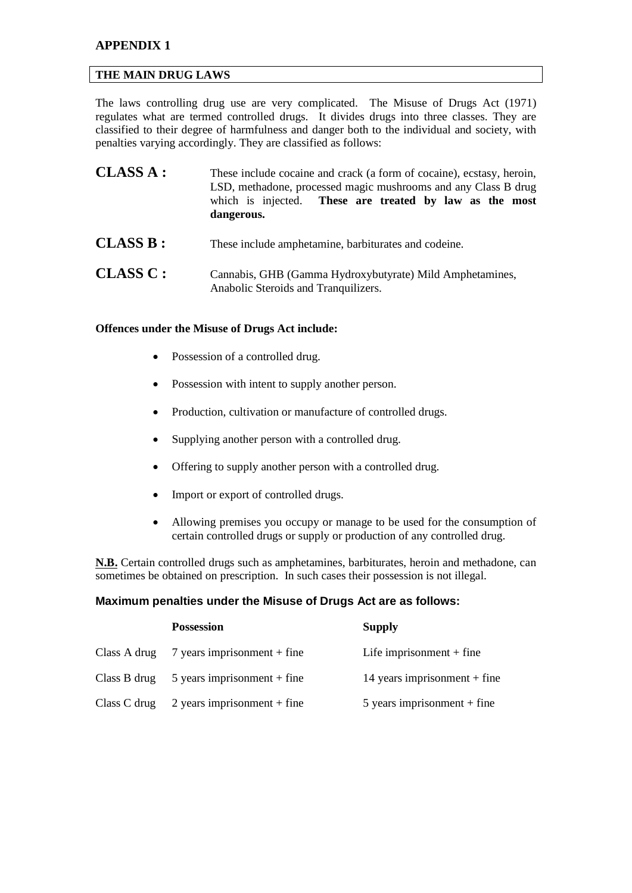# APPENDIX 1

## THE MAIN DRUG LAWS

The laws controlling drug use are very complicated. The Misuse of Drugs Act (1971) regulates what are termed controlled drugs. It divides drugs into three classes. They are classified to their degree of harmfulness and danger both to the individual and society, with penalties varying accordingly. They are classified as follows:

**CLASS A :** These include cocaine and crack (a form of cocaine), ecstasy, heroin, LSD, methadone, processed magic mushrooms and any Class B drug which is injected. **These are treated by law as the most dangerous.**

**CLASS B :** These include amphetamine, barbiturates and codeine.

**CLASS C :** Cannabis, GHB (Gamma Hydroxybutyrate) Mild Amphetamines, Anabolic Steroids and Tranquilizers.

**Offences under the Misuse of Drugs Act include:**

- Possession of a controlled drug.
- Possession with intent to supply another person.
- Production, cultivation or manufacture of controlled drugs.
- Supplying another person with a controlled drug.
- Offering to supply another person with a controlled drug.
- Import or export of controlled drugs.
- Allowing premises you occupy or manage to be used for the consumption of certain controlled drugs or supply or production of any controlled drug.

**N.B.** Certain controlled drugs such as amphetamines, barbiturates, heroin and methadone, can sometimes be obtained on prescription. In such cases their possession is not illegal.

**Maximum penalties under the Misuse of Drugs Act are as follows:**

| | **Possession** | **Supply** |
|---|---|---|
| Class A drug | 7 years imprisonment + fine | Life imprisonment + fine |
| Class B drug | 5 years imprisonment + fine | 14 years imprisonment + fine |
| Class C drug | 2 years imprisonment + fine | 5 years imprisonment + fine |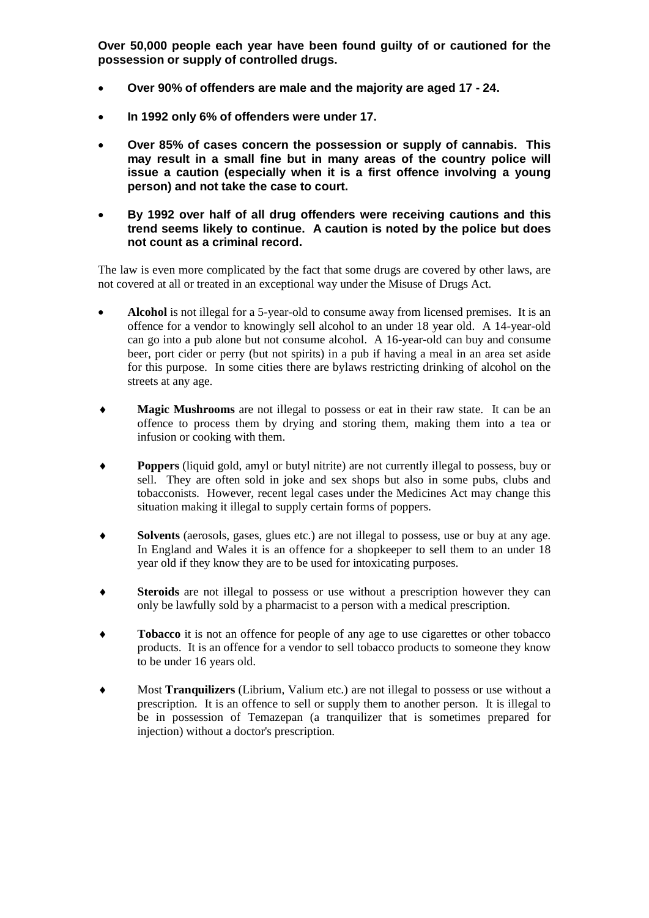**Over 50,000 people each year have been found guilty of or cautioned for the possession or supply of controlled drugs.**

- **Over 90% of offenders are male and the majority are aged 17 - 24.**
- **In 1992 only 6% of offenders were under 17.**
- **Over 85% of cases concern the possession or supply of cannabis. This may result in a small fine but in many areas of the country police will issue a caution (especially when it is a first offence involving a young person) and not take the case to court.**
- **By 1992 over half of all drug offenders were receiving cautions and this trend seems likely to continue. A caution is noted by the police but does not count as a criminal record.**

The law is even more complicated by the fact that some drugs are covered by other laws, are not covered at all or treated in an exceptional way under the Misuse of Drugs Act.

- **Alcohol** is not illegal for a 5-year-old to consume away from licensed premises. It is an offence for a vendor to knowingly sell alcohol to an under 18 year old. A 14-year-old can go into a pub alone but not consume alcohol. A 16-year-old can buy and consume beer, port cider or perry (but not spirits) in a pub if having a meal in an area set aside for this purpose. In some cities there are bylaws restricting drinking of alcohol on the streets at any age.

- **Magic Mushrooms** are not illegal to possess or eat in their raw state. It can be an offence to process them by drying and storing them, making them into a tea or infusion or cooking with them.
- **Poppers** (liquid gold, amyl or butyl nitrite) are not currently illegal to possess, buy or sell. They are often sold in joke and sex shops but also in some pubs, clubs and tobacconists. However, recent legal cases under the Medicines Act may change this situation making it illegal to supply certain forms of poppers.
- **Solvents** (aerosols, gases, glues etc.) are not illegal to possess, use or buy at any age. In England and Wales it is an offence for a shopkeeper to sell them to an under 18 year old if they know they are to be used for intoxicating purposes.
- **Steroids** are not illegal to possess or use without a prescription however they can only be lawfully sold by a pharmacist to a person with a medical prescription.
- **Tobacco** it is not an offence for people of any age to use cigarettes or other tobacco products. It is an offence for a vendor to sell tobacco products to someone they know to be under 16 years old.
- Most **Tranquilizers** (Librium, Valium etc.) are not illegal to possess or use without a prescription. It is an offence to sell or supply them to another person. It is illegal to be in possession of Temazepan (a tranquilizer that is sometimes prepared for injection) without a doctor's prescription.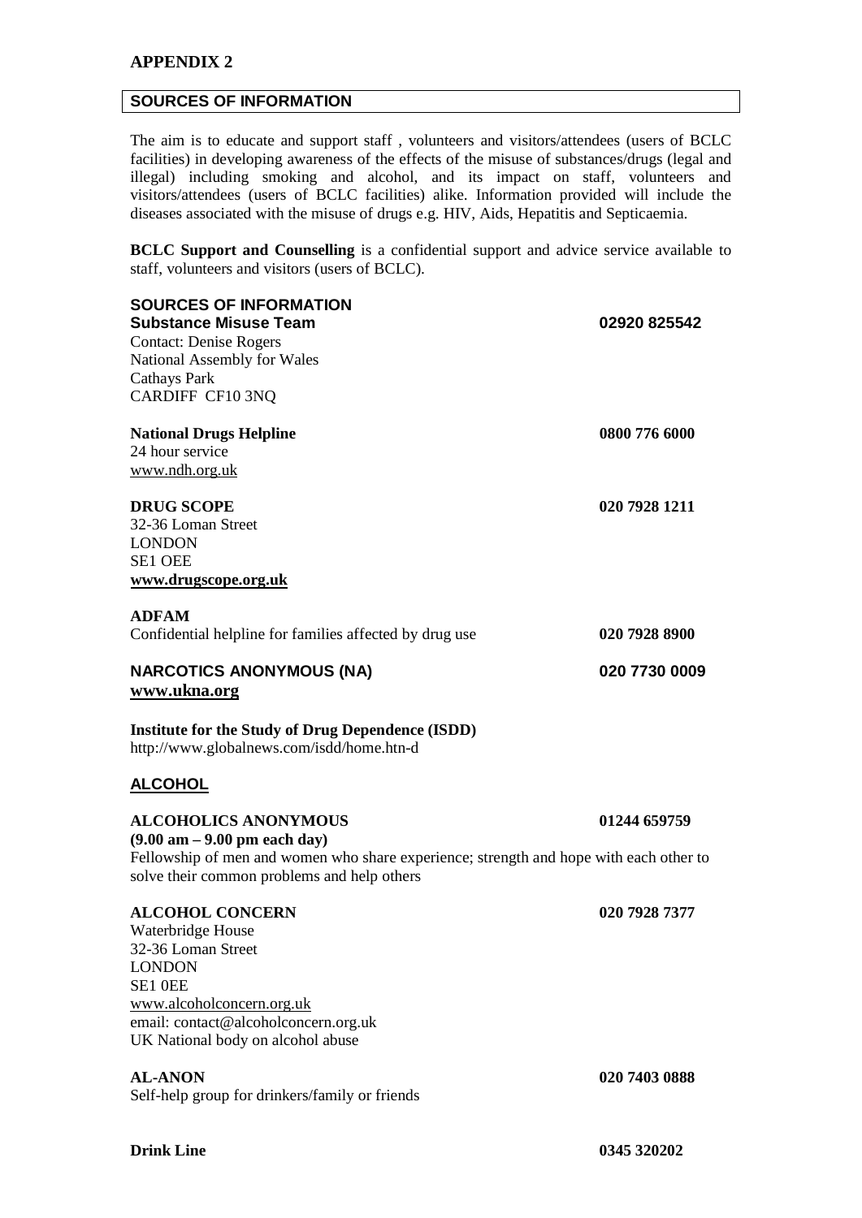## APPENDIX 2

### SOURCES OF INFORMATION

The aim is to educate and support staff , volunteers and visitors/attendees (users of BCLC facilities) in developing awareness of the effects of the misuse of substances/drugs (legal and illegal) including smoking and alcohol, and its impact on staff, volunteers and visitors/attendees (users of BCLC facilities) alike. Information provided will include the diseases associated with the misuse of drugs e.g. HIV, Aids, Hepatitis and Septicaemia.

**BCLC Support and Counselling** is a confidential support and advice service available to staff, volunteers and visitors (users of BCLC).

**SOURCES OF INFORMATION**

**Substance Misuse Team** — **02920 825542**
Contact: Denise Rogers
National Assembly for Wales
Cathays Park
CARDIFF CF10 3NQ

**National Drugs Helpline** — **0800 776 6000**
24 hour service
www.ndh.org.uk

**DRUG SCOPE** — **020 7928 1211**
32-36 Loman Street
LONDON
SE1 OEE
**www.drugscope.org.uk**

**ADFAM**
Confidential helpline for families affected by drug use — **020 7928 8900**

**NARCOTICS ANONYMOUS (NA)** — **020 7730 0009**
**www.ukna.org**

**Institute for the Study of Drug Dependence (ISDD)**
http://www.globalnews.com/isdd/home.htn-d

**ALCOHOL**

**ALCOHOLICS ANONYMOUS** — **01244 659759**
**(9.00 am – 9.00 pm each day)**
Fellowship of men and women who share experience; strength and hope with each other to solve their common problems and help others

**ALCOHOL CONCERN** — **020 7928 7377**
Waterbridge House
32-36 Loman Street
LONDON
SE1 0EE
www.alcoholconcern.org.uk
email: contact@alcoholconcern.org.uk
UK National body on alcohol abuse

**AL-ANON** — **020 7403 0888**
Self-help group for drinkers/family or friends

**Drink Line** — **0345 320202**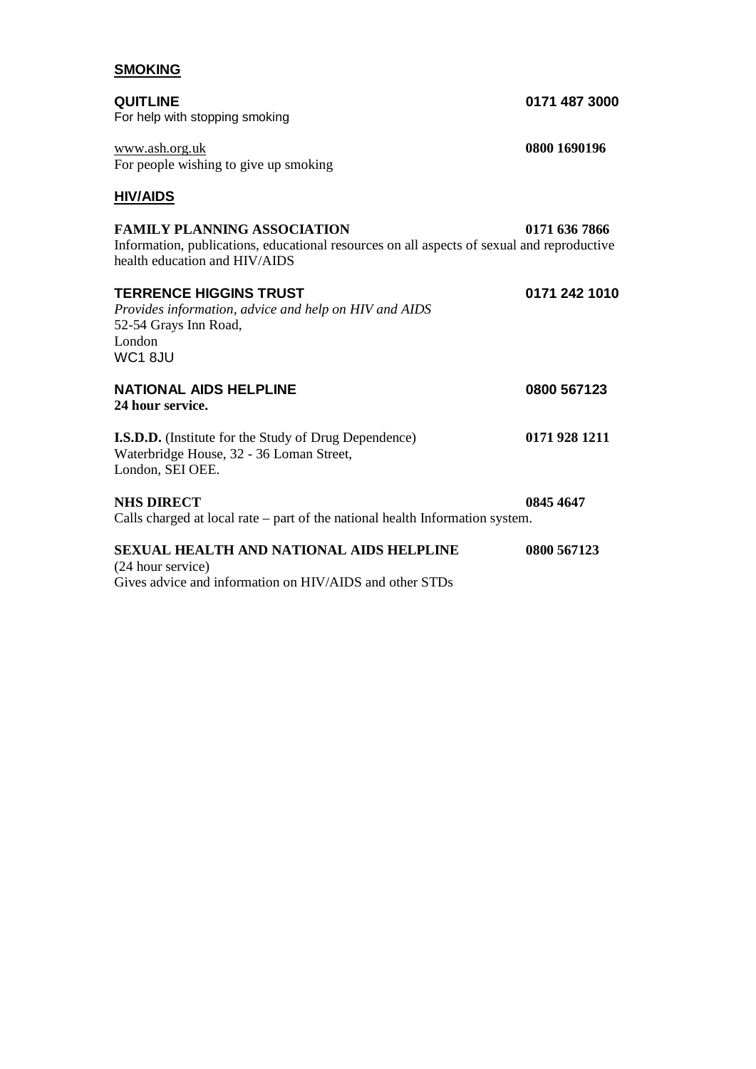**SMOKING**

**QUITLINE** **0171 487 3000**
For help with stopping smoking

www.ash.org.uk **0800 1690196**
For people wishing to give up smoking

**HIV/AIDS**

**FAMILY PLANNING ASSOCIATION** **0171 636 7866**
Information, publications, educational resources on all aspects of sexual and reproductive health education and HIV/AIDS

**TERRENCE HIGGINS TRUST** **0171 242 1010**
*Provides information, advice and help on HIV and AIDS*
52-54 Grays Inn Road,
London
WC1 8JU

**NATIONAL AIDS HELPLINE** **0800 567123**
**24 hour service.**

**I.S.D.D.** (Institute for the Study of Drug Dependence) **0171 928 1211**
Waterbridge House, 32 - 36 Loman Street,
London, SEI OEE.

**NHS DIRECT** **0845 4647**
Calls charged at local rate – part of the national health Information system.

**SEXUAL HEALTH AND NATIONAL AIDS HELPLINE** **0800 567123**
(24 hour service)
Gives advice and information on HIV/AIDS and other STDs